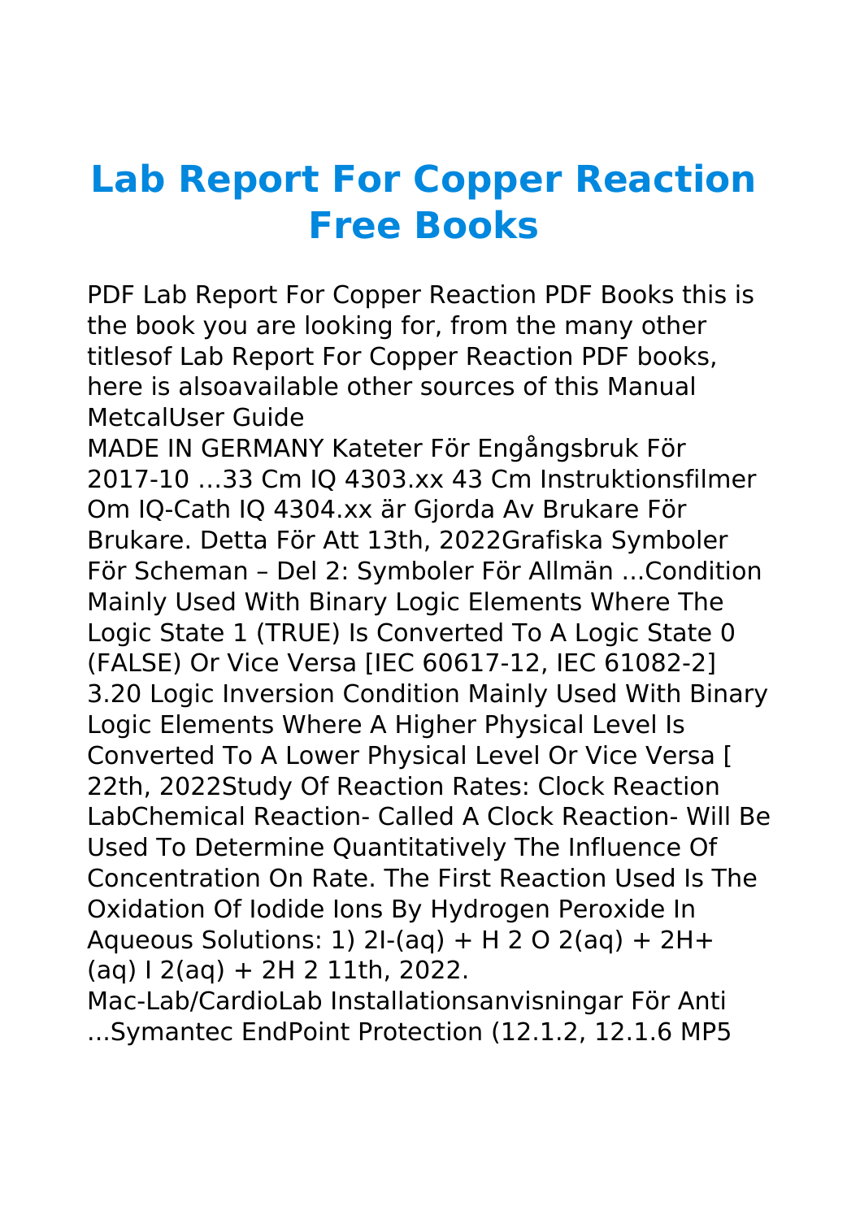# Lab Report For Copper Reaction Free Books

PDF Lab Report For Copper Reaction PDF Books this is the book you are looking for, from the many other titlesof Lab Report For Copper Reaction PDF books, here is alsoavailable other sources of this Manual MetcalUser Guide

MADE IN GERMANY Kateter För Engångsbruk För 2017-10 …33 Cm IQ 4303.xx 43 Cm Instruktionsfilmer Om IQ-Cath IQ 4304.xx är Gjorda Av Brukare För Brukare. Detta För Att 13th, 2022Grafiska Symboler För Scheman – Del 2: Symboler För Allmän ...Condition Mainly Used With Binary Logic Elements Where The Logic State 1 (TRUE) Is Converted To A Logic State 0 (FALSE) Or Vice Versa [IEC 60617-12, IEC 61082-2] 3.20 Logic Inversion Condition Mainly Used With Binary Logic Elements Where A Higher Physical Level Is Converted To A Lower Physical Level Or Vice Versa [ 22th, 2022Study Of Reaction Rates: Clock Reaction LabChemical Reaction- Called A Clock Reaction- Will Be Used To Determine Quantitatively The Influence Of Concentration On Rate. The First Reaction Used Is The Oxidation Of Iodide Ions By Hydrogen Peroxide In Aqueous Solutions: 1) 2I-(aq) + H 2 O 2(aq) + 2H+ (aq) I 2(aq) + 2H 2 11th, 2022.

Mac-Lab/CardioLab Installationsanvisningar För Anti ...Symantec EndPoint Protection (12.1.2, 12.1.6 MP5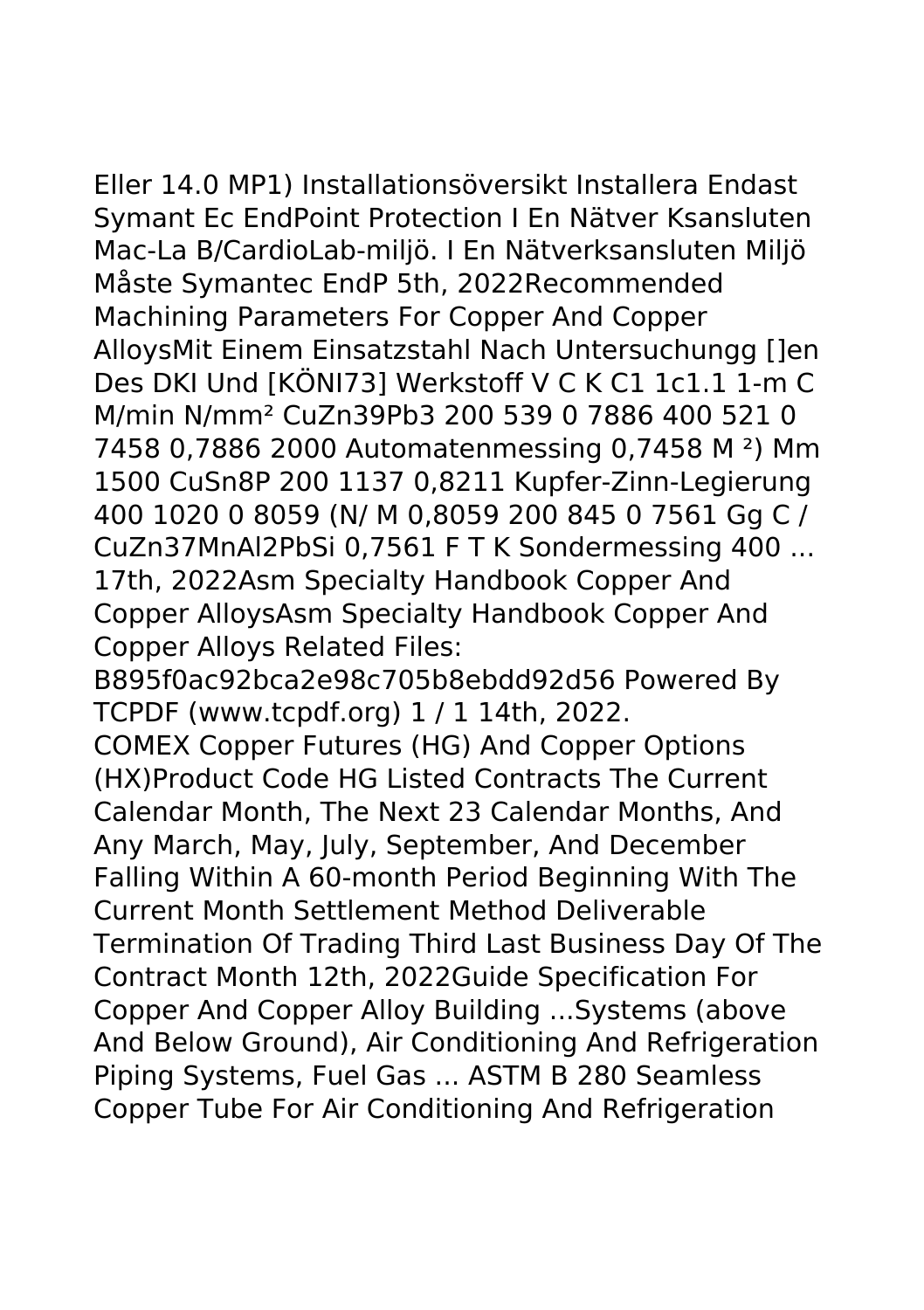Eller 14.0 MP1) Installationsöversikt Installera Endast Symant Ec EndPoint Protection I En Nätver Ksansluten Mac-La B/CardioLab-miljö. I En Nätverksansluten Miljö Måste Symantec EndP 5th, 2022Recommended Machining Parameters For Copper And Copper AlloysMit Einem Einsatzstahl Nach Untersuchungg []en Des DKI Und [KÖNI73] Werkstoff V C K C1 1c1.1 1-m C M/min N/mm² CuZn39Pb3 200 539 0 7886 400 521 0 7458 0,7886 2000 Automatenmessing 0,7458 M ²) Mm 1500 CuSn8P 200 1137 0,8211 Kupfer-Zinn-Legierung 400 1020 0 8059 (N/ M 0,8059 200 845 0 7561 Gg C / CuZn37MnAl2PbSi 0,7561 F T K Sondermessing 400 ... 17th, 2022Asm Specialty Handbook Copper And Copper AlloysAsm Specialty Handbook Copper And Copper Alloys Related Files: B895f0ac92bca2e98c705b8ebdd92d56 Powered By TCPDF (www.tcpdf.org) 1 / 1 14th, 2022.

COMEX Copper Futures (HG) And Copper Options (HX)Product Code HG Listed Contracts The Current Calendar Month, The Next 23 Calendar Months, And Any March, May, July, September, And December Falling Within A 60-month Period Beginning With The Current Month Settlement Method Deliverable Termination Of Trading Third Last Business Day Of The Contract Month 12th, 2022Guide Specification For Copper And Copper Alloy Building ...Systems (above And Below Ground), Air Conditioning And Refrigeration Piping Systems, Fuel Gas ... ASTM B 280 Seamless Copper Tube For Air Conditioning And Refrigeration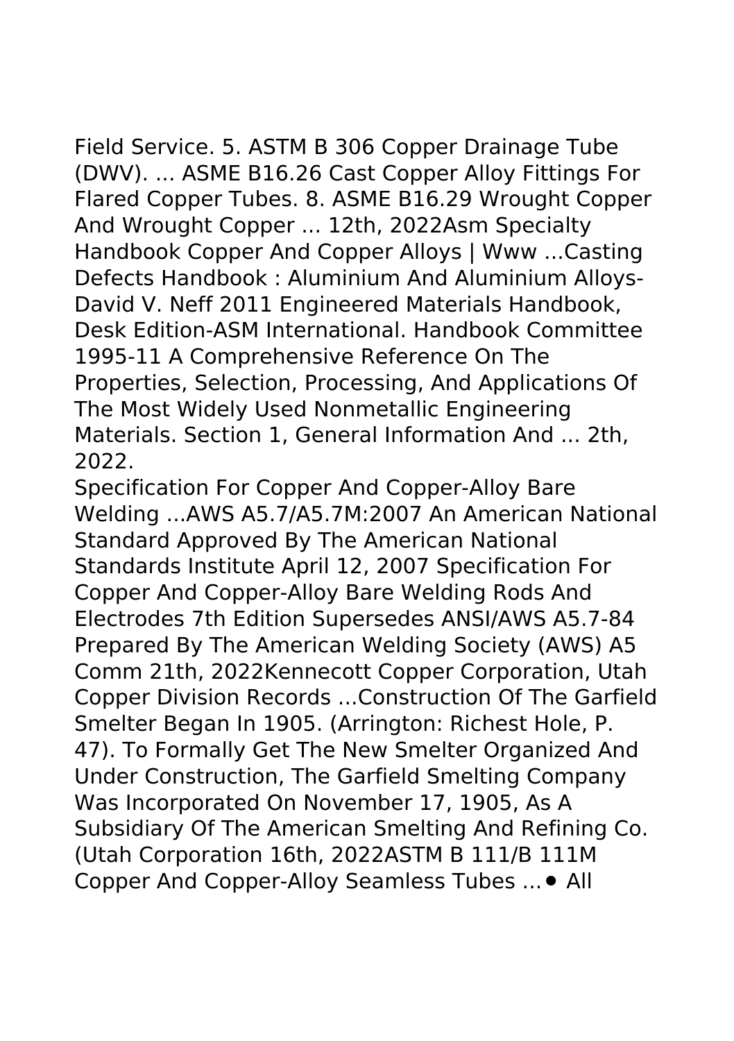Field Service. 5. ASTM B 306 Copper Drainage Tube (DWV). ... ASME B16.26 Cast Copper Alloy Fittings For Flared Copper Tubes. 8. ASME B16.29 Wrought Copper And Wrought Copper ... 12th, 2022Asm Specialty Handbook Copper And Copper Alloys | Www ...Casting Defects Handbook : Aluminium And Aluminium Alloys-David V. Neff 2011 Engineered Materials Handbook, Desk Edition-ASM International. Handbook Committee 1995-11 A Comprehensive Reference On The Properties, Selection, Processing, And Applications Of The Most Widely Used Nonmetallic Engineering Materials. Section 1, General Information And ... 2th, 2022.

Specification For Copper And Copper-Alloy Bare Welding ...AWS A5.7/A5.7M:2007 An American National Standard Approved By The American National Standards Institute April 12, 2007 Specification For Copper And Copper-Alloy Bare Welding Rods And Electrodes 7th Edition Supersedes ANSI/AWS A5.7-84 Prepared By The American Welding Society (AWS) A5 Comm 21th, 2022Kennecott Copper Corporation, Utah Copper Division Records ...Construction Of The Garfield Smelter Began In 1905. (Arrington: Richest Hole, P. 47). To Formally Get The New Smelter Organized And Under Construction, The Garfield Smelting Company Was Incorporated On November 17, 1905, As A Subsidiary Of The American Smelting And Refining Co. (Utah Corporation 16th, 2022ASTM B 111/B 111M Copper And Copper-Alloy Seamless Tubes ...• All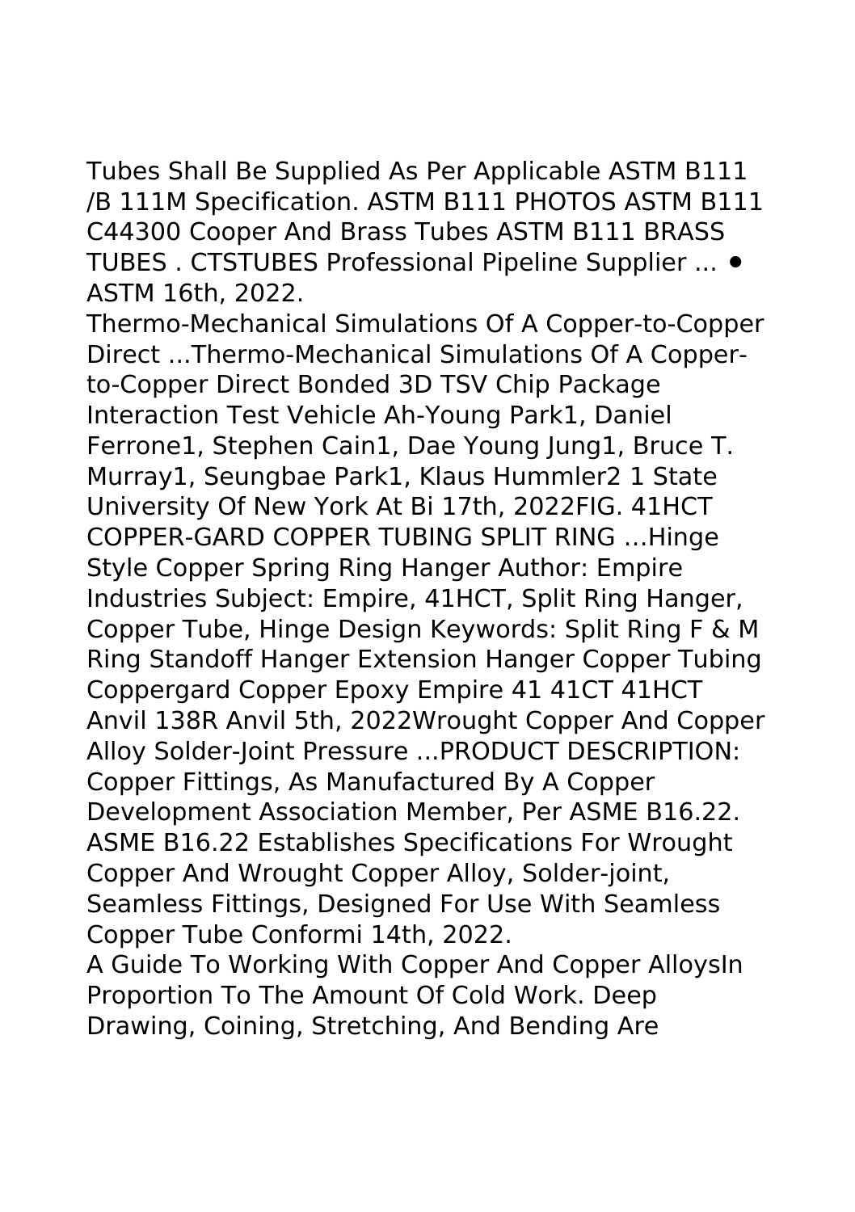Tubes Shall Be Supplied As Per Applicable ASTM B111 /B 111M Specification. ASTM B111 PHOTOS ASTM B111 C44300 Cooper And Brass Tubes ASTM B111 BRASS TUBES . CTSTUBES Professional Pipeline Supplier ... • ASTM 16th, 2022.

Thermo-Mechanical Simulations Of A Copper-to-Copper Direct ...Thermo-Mechanical Simulations Of A Copper-to-Copper Direct Bonded 3D TSV Chip Package Interaction Test Vehicle Ah-Young Park1, Daniel Ferrone1, Stephen Cain1, Dae Young Jung1, Bruce T. Murray1, Seungbae Park1, Klaus Hummler2 1 State University Of New York At Bi 17th, 2022FIG. 41HCT COPPER-GARD COPPER TUBING SPLIT RING …Hinge Style Copper Spring Ring Hanger Author: Empire Industries Subject: Empire, 41HCT, Split Ring Hanger, Copper Tube, Hinge Design Keywords: Split Ring F & M Ring Standoff Hanger Extension Hanger Copper Tubing Coppergard Copper Epoxy Empire 41 41CT 41HCT Anvil 138R Anvil 5th, 2022Wrought Copper And Copper Alloy Solder-Joint Pressure ...PRODUCT DESCRIPTION: Copper Fittings, As Manufactured By A Copper Development Association Member, Per ASME B16.22. ASME B16.22 Establishes Specifications For Wrought Copper And Wrought Copper Alloy, Solder-joint, Seamless Fittings, Designed For Use With Seamless Copper Tube Conformi 14th, 2022.

A Guide To Working With Copper And Copper AlloysIn Proportion To The Amount Of Cold Work. Deep Drawing, Coining, Stretching, And Bending Are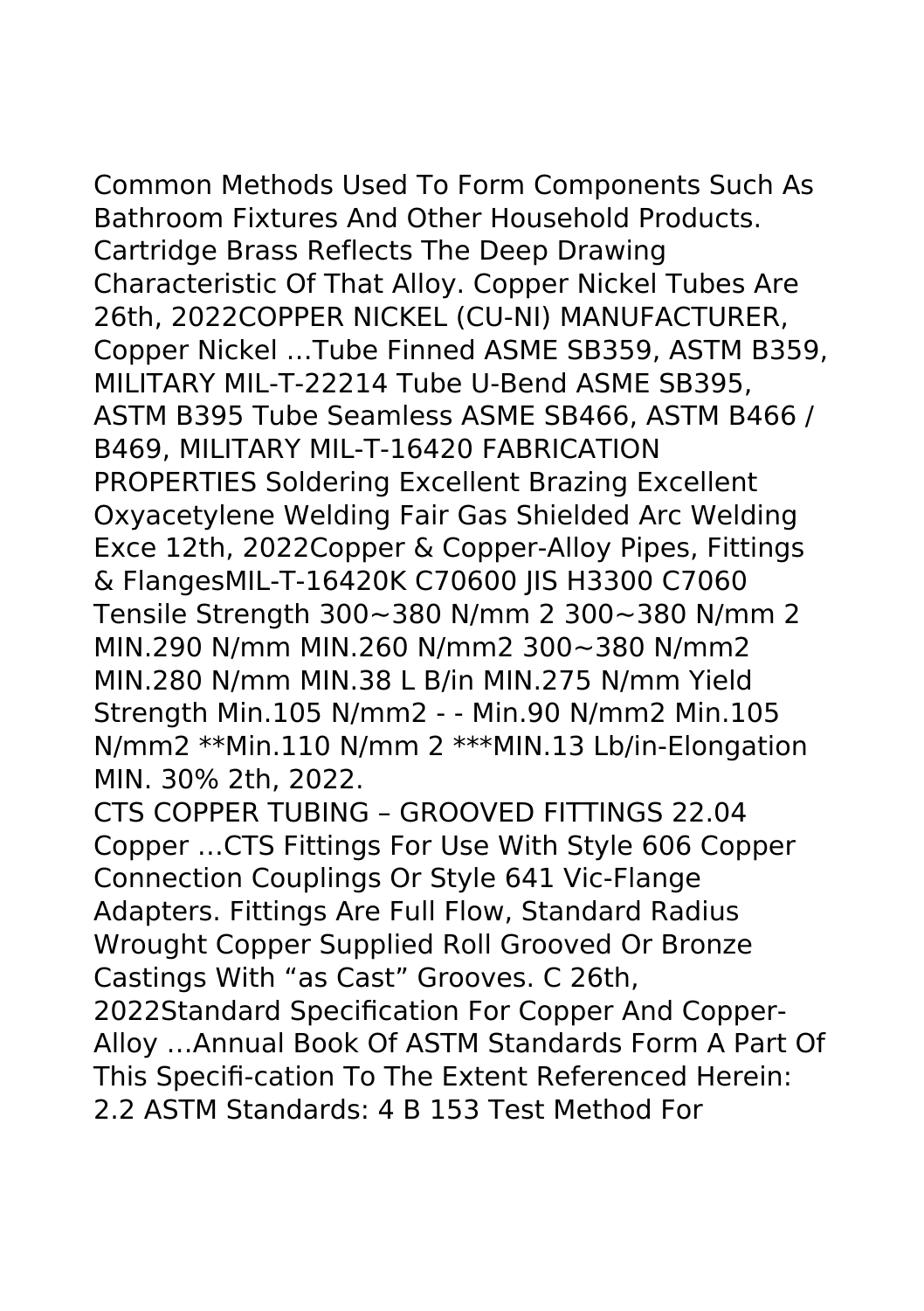Common Methods Used To Form Components Such As Bathroom Fixtures And Other Household Products. Cartridge Brass Reflects The Deep Drawing Characteristic Of That Alloy. Copper Nickel Tubes Are 26th, 2022COPPER NICKEL (CU-NI) MANUFACTURER, Copper Nickel …Tube Finned ASME SB359, ASTM B359, MILITARY MIL-T-22214 Tube U-Bend ASME SB395, ASTM B395 Tube Seamless ASME SB466, ASTM B466 / B469, MILITARY MIL-T-16420 FABRICATION PROPERTIES Soldering Excellent Brazing Excellent Oxyacetylene Welding Fair Gas Shielded Arc Welding Exce 12th, 2022Copper & Copper-Alloy Pipes, Fittings & FlangesMIL-T-16420K C70600 JIS H3300 C7060 Tensile Strength 300~380 N/mm 2 300~380 N/mm 2 MIN.290 N/mm MIN.260 N/mm2 300~380 N/mm2 MIN.280 N/mm MIN.38 L B/in MIN.275 N/mm Yield Strength Min.105 N/mm2 - - Min.90 N/mm2 Min.105 N/mm2 **Min.110 N/mm 2 ***MIN.13 Lb/in-Elongation MIN. 30% 2th, 2022.

CTS COPPER TUBING – GROOVED FITTINGS 22.04 Copper …CTS Fittings For Use With Style 606 Copper Connection Couplings Or Style 641 Vic-Flange Adapters. Fittings Are Full Flow, Standard Radius Wrought Copper Supplied Roll Grooved Or Bronze Castings With "as Cast" Grooves. C 26th, 2022Standard Specification For Copper And Copper-Alloy …Annual Book Of ASTM Standards Form A Part Of This Specifi-cation To The Extent Referenced Herein: 2.2 ASTM Standards: 4 B 153 Test Method For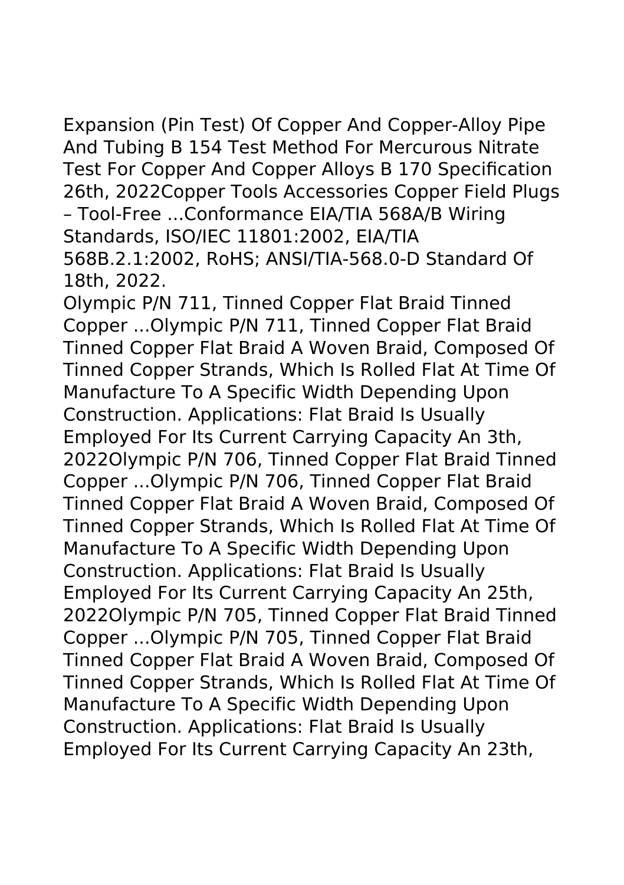Expansion (Pin Test) Of Copper And Copper-Alloy Pipe And Tubing B 154 Test Method For Mercurous Nitrate Test For Copper And Copper Alloys B 170 Specification 26th, 2022Copper Tools Accessories Copper Field Plugs – Tool-Free ...Conformance EIA/TIA 568A/B Wiring Standards, ISO/IEC 11801:2002, EIA/TIA 568B.2.1:2002, RoHS; ANSI/TIA-568.0-D Standard Of 18th, 2022.

Olympic P/N 711, Tinned Copper Flat Braid Tinned Copper ...Olympic P/N 711, Tinned Copper Flat Braid Tinned Copper Flat Braid A Woven Braid, Composed Of Tinned Copper Strands, Which Is Rolled Flat At Time Of Manufacture To A Specific Width Depending Upon Construction. Applications: Flat Braid Is Usually Employed For Its Current Carrying Capacity An 3th, 2022Olympic P/N 706, Tinned Copper Flat Braid Tinned Copper ...Olympic P/N 706, Tinned Copper Flat Braid Tinned Copper Flat Braid A Woven Braid, Composed Of Tinned Copper Strands, Which Is Rolled Flat At Time Of Manufacture To A Specific Width Depending Upon Construction. Applications: Flat Braid Is Usually Employed For Its Current Carrying Capacity An 25th, 2022Olympic P/N 705, Tinned Copper Flat Braid Tinned Copper ...Olympic P/N 705, Tinned Copper Flat Braid Tinned Copper Flat Braid A Woven Braid, Composed Of Tinned Copper Strands, Which Is Rolled Flat At Time Of Manufacture To A Specific Width Depending Upon Construction. Applications: Flat Braid Is Usually Employed For Its Current Carrying Capacity An 23th,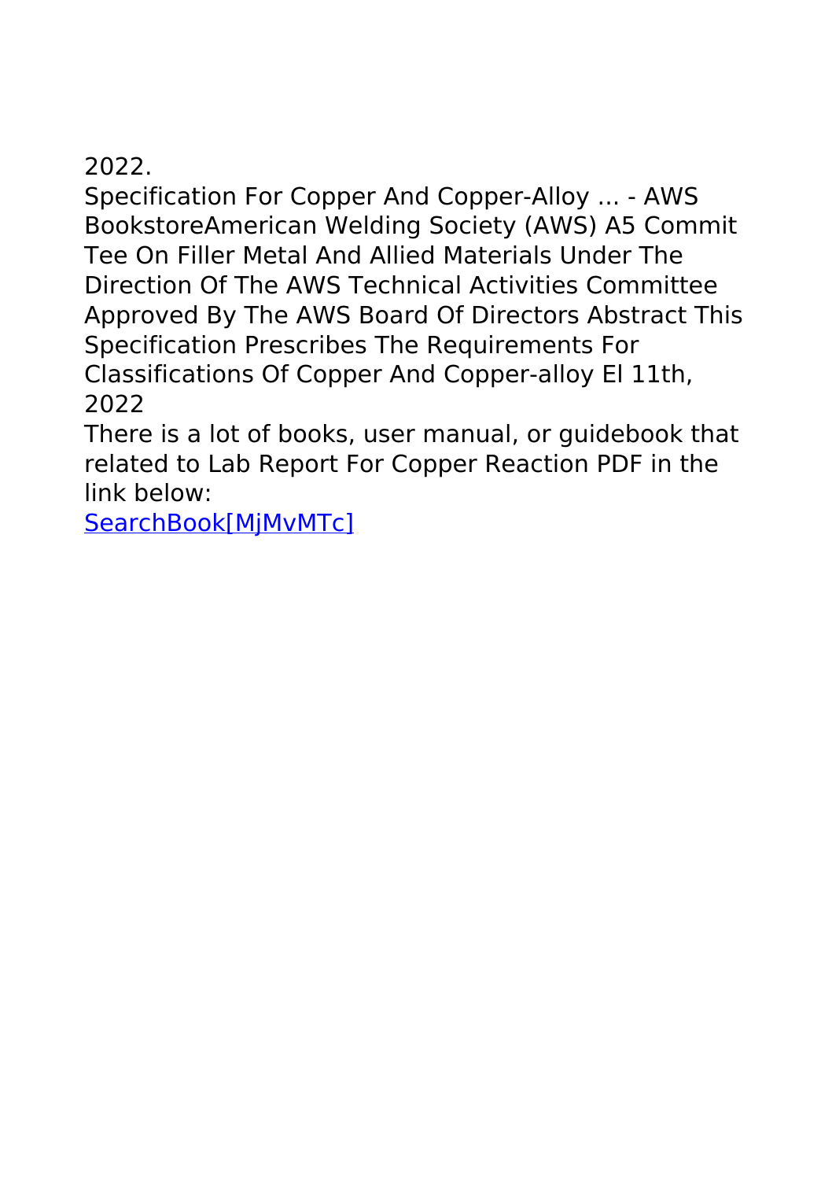2022.

Specification For Copper And Copper-Alloy ... - AWS BookstoreAmerican Welding Society (AWS) A5 Commit Tee On Filler Metal And Allied Materials Under The Direction Of The AWS Technical Activities Committee Approved By The AWS Board Of Directors Abstract This Specification Prescribes The Requirements For Classifications Of Copper And Copper-alloy El 11th, 2022

There is a lot of books, user manual, or guidebook that related to Lab Report For Copper Reaction PDF in the link below:

[SearchBook[MjMvMTc]]